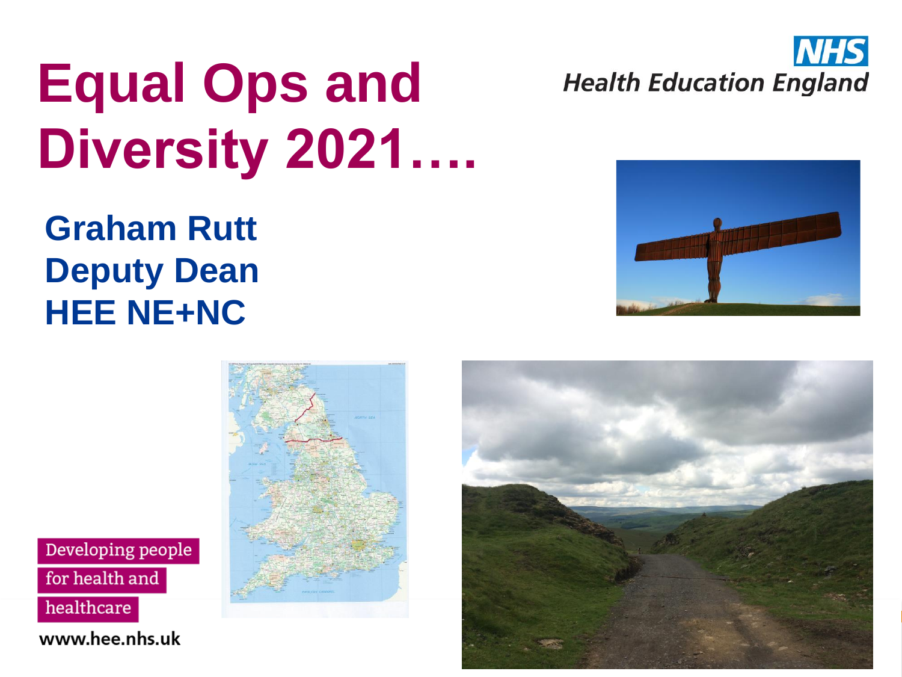# Equal Ops and Diversity 2021….

**Graham Rutt**
**Deputy Dean**
**HEE NE+NC**

NHS
Health Education England

Developing people for health and healthcare

www.hee.nhs.uk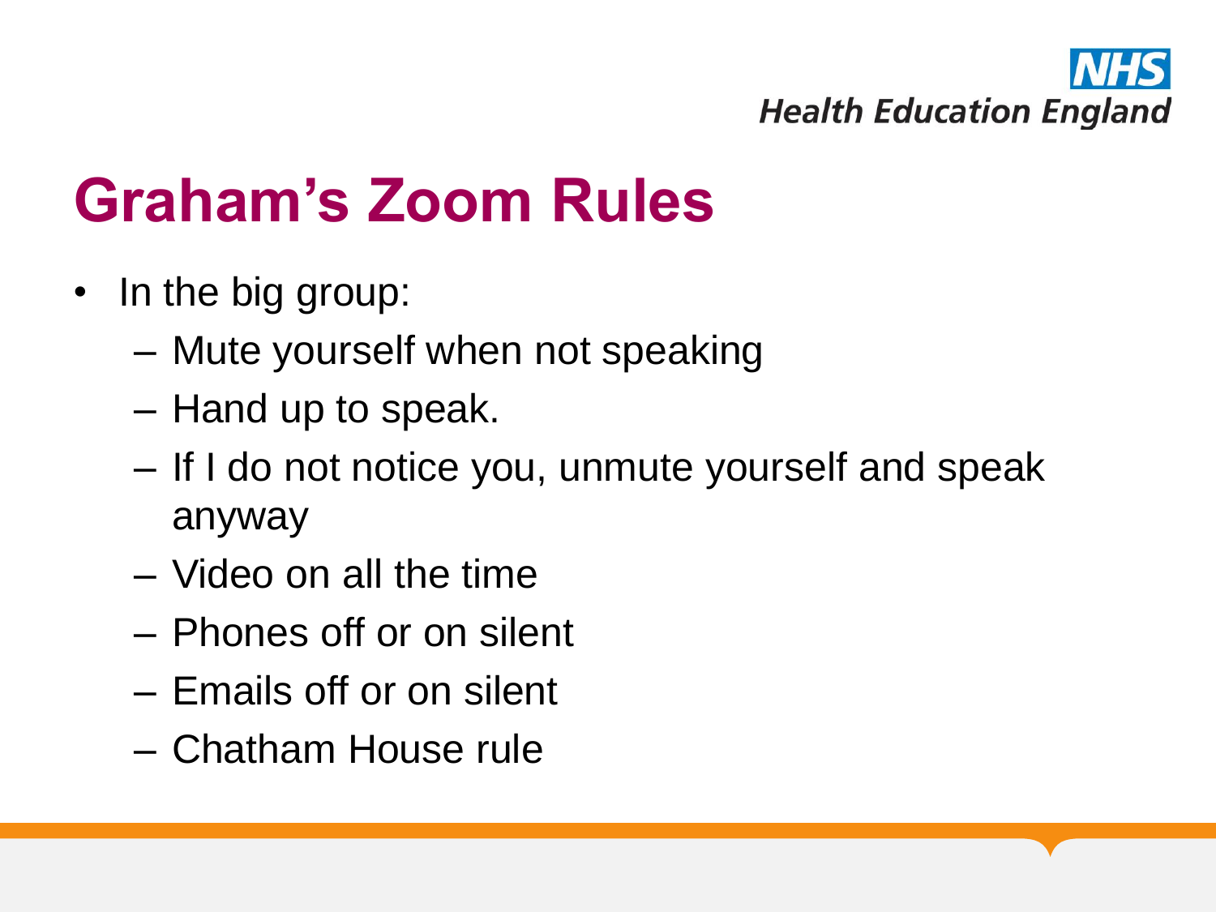# Graham's Zoom Rules

- In the big group:
  - Mute yourself when not speaking
  - Hand up to speak.
  - If I do not notice you, unmute yourself and speak anyway
  - Video on all the time
  - Phones off or on silent
  - Emails off or on silent
  - Chatham House rule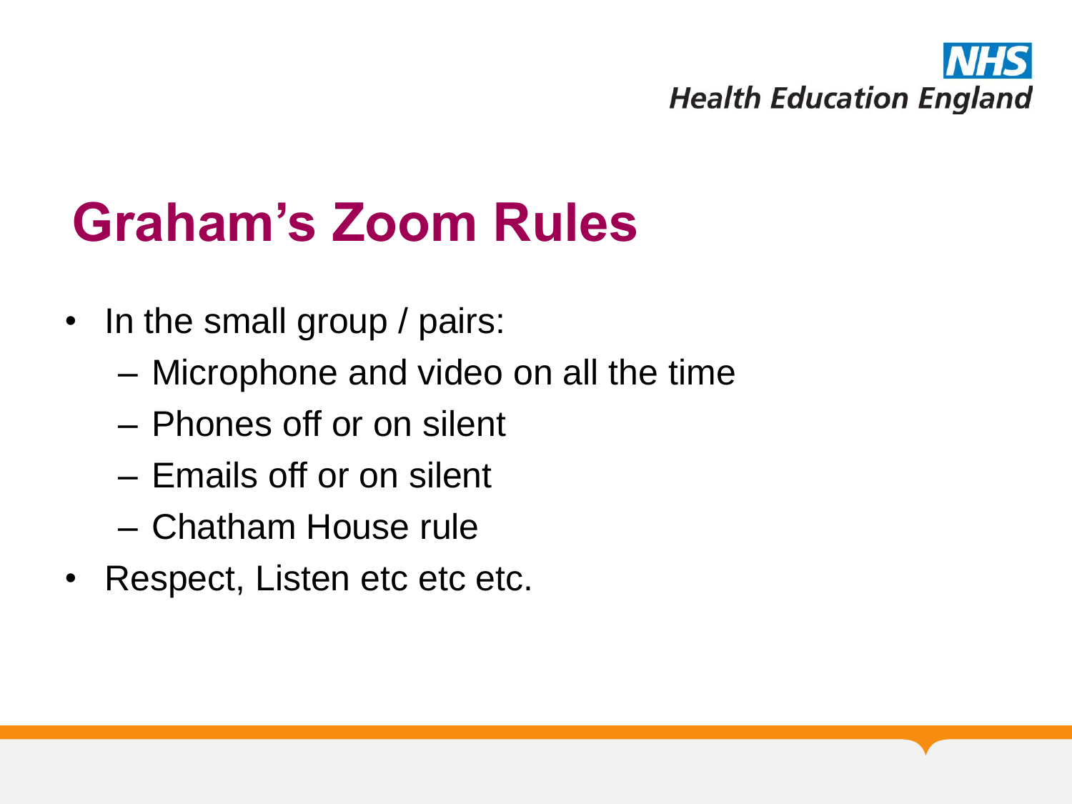# Graham's Zoom Rules

- In the small group / pairs:
  - Microphone and video on all the time
  - Phones off or on silent
  - Emails off or on silent
  - Chatham House rule
- Respect, Listen etc etc etc.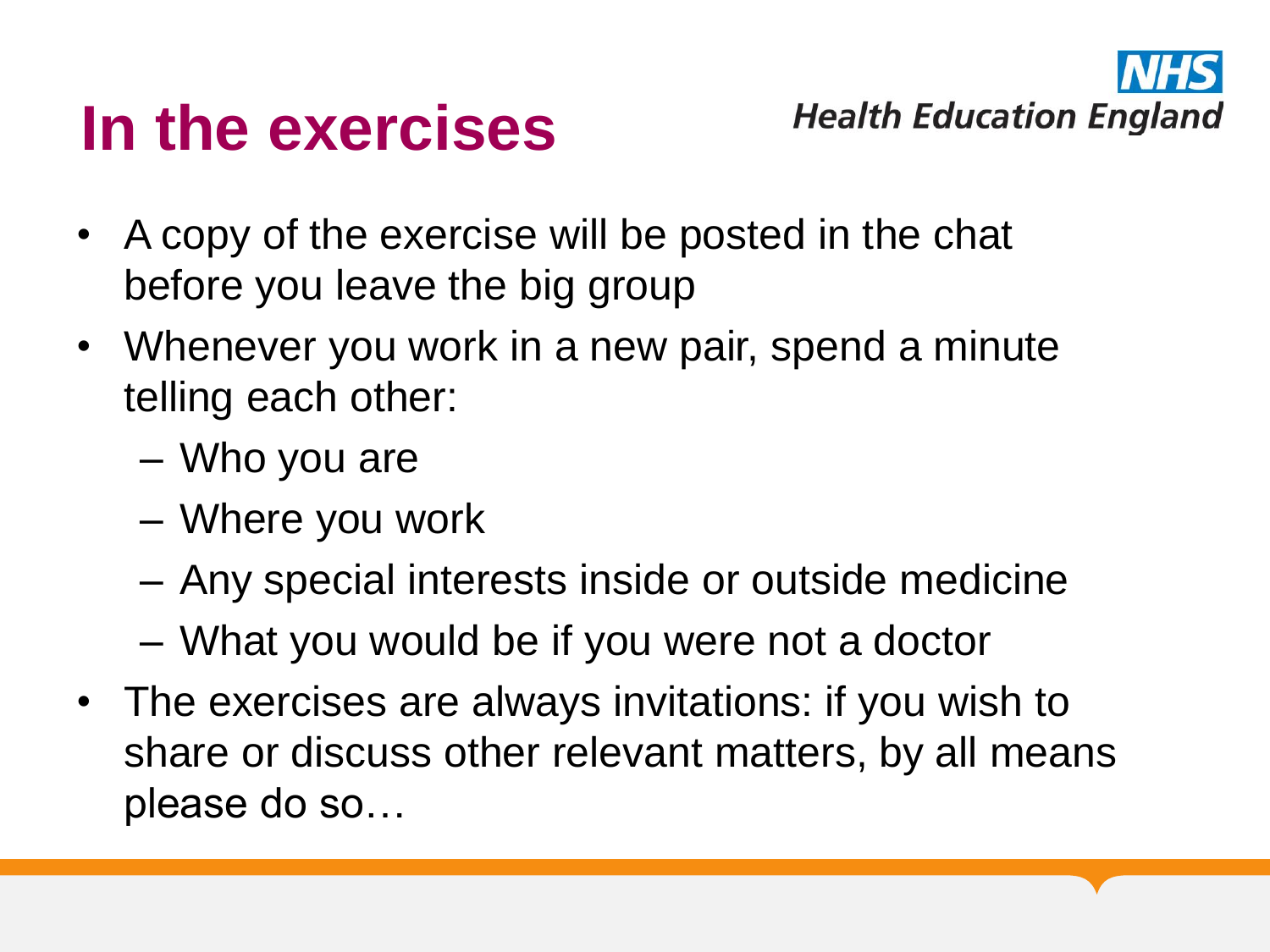# In the exercises

- A copy of the exercise will be posted in the chat before you leave the big group
- Whenever you work in a new pair, spend a minute telling each other:
  - Who you are
  - Where you work
  - Any special interests inside or outside medicine
  - What you would be if you were not a doctor
- The exercises are always invitations: if you wish to share or discuss other relevant matters, by all means please do so…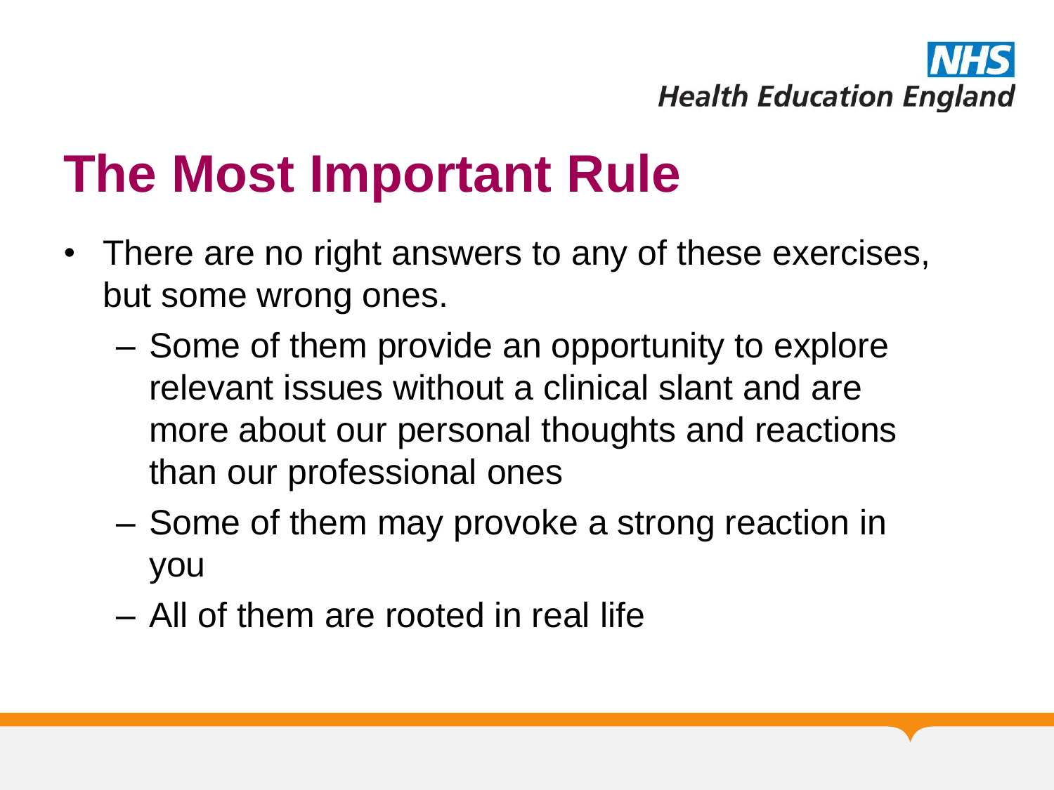# The Most Important Rule

- There are no right answers to any of these exercises, but some wrong ones.
  - Some of them provide an opportunity to explore relevant issues without a clinical slant and are more about our personal thoughts and reactions than our professional ones
  - Some of them may provoke a strong reaction in you
  - All of them are rooted in real life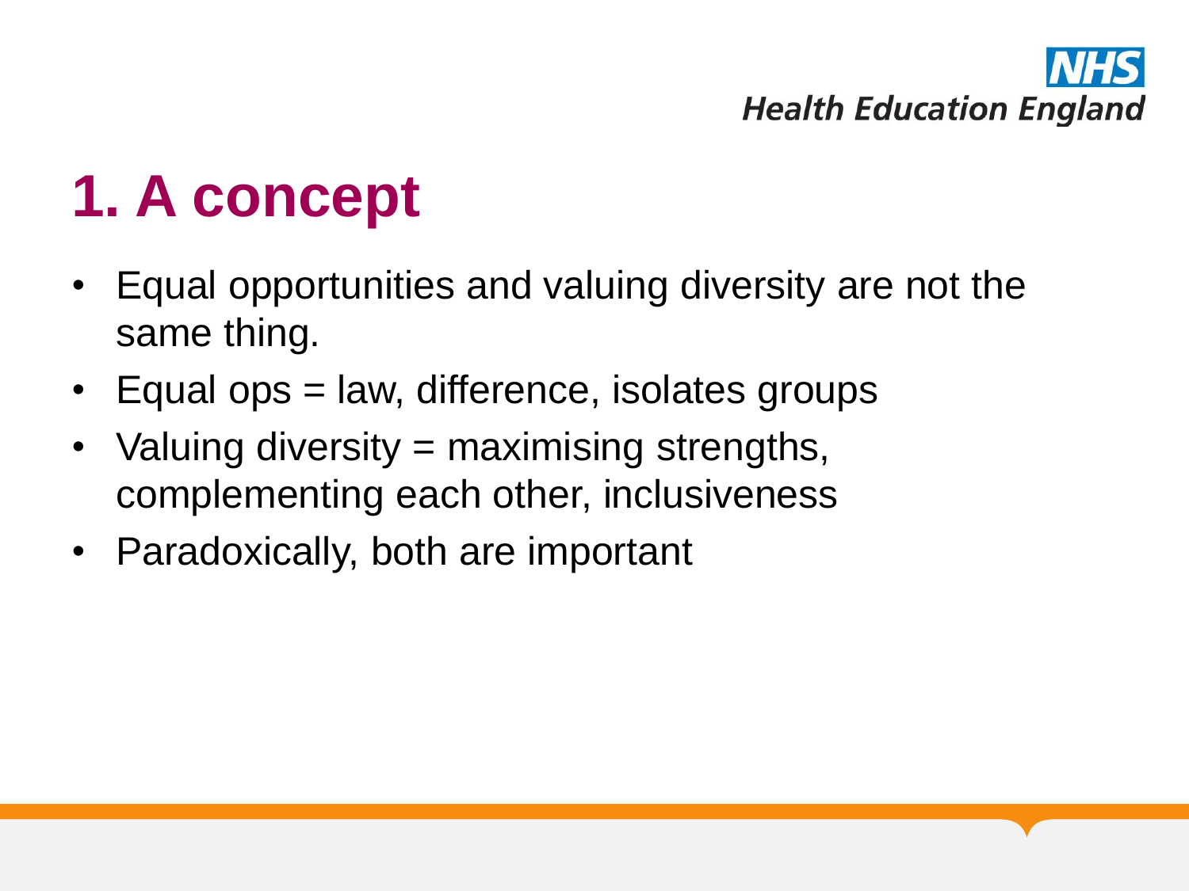# 1. A concept

- Equal opportunities and valuing diversity are not the same thing.
- Equal ops = law, difference, isolates groups
- Valuing diversity = maximising strengths, complementing each other, inclusiveness
- Paradoxically, both are important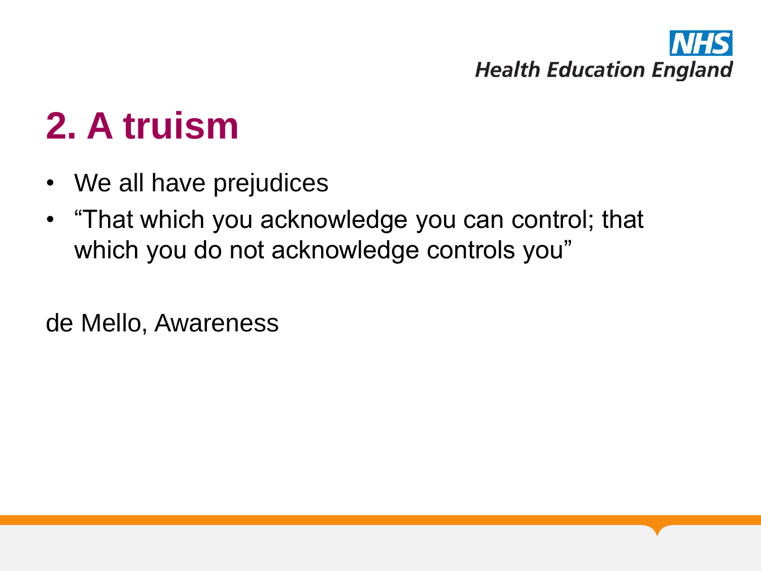# 2. A truism

- We all have prejudices
- "That which you acknowledge you can control; that which you do not acknowledge controls you"

de Mello, Awareness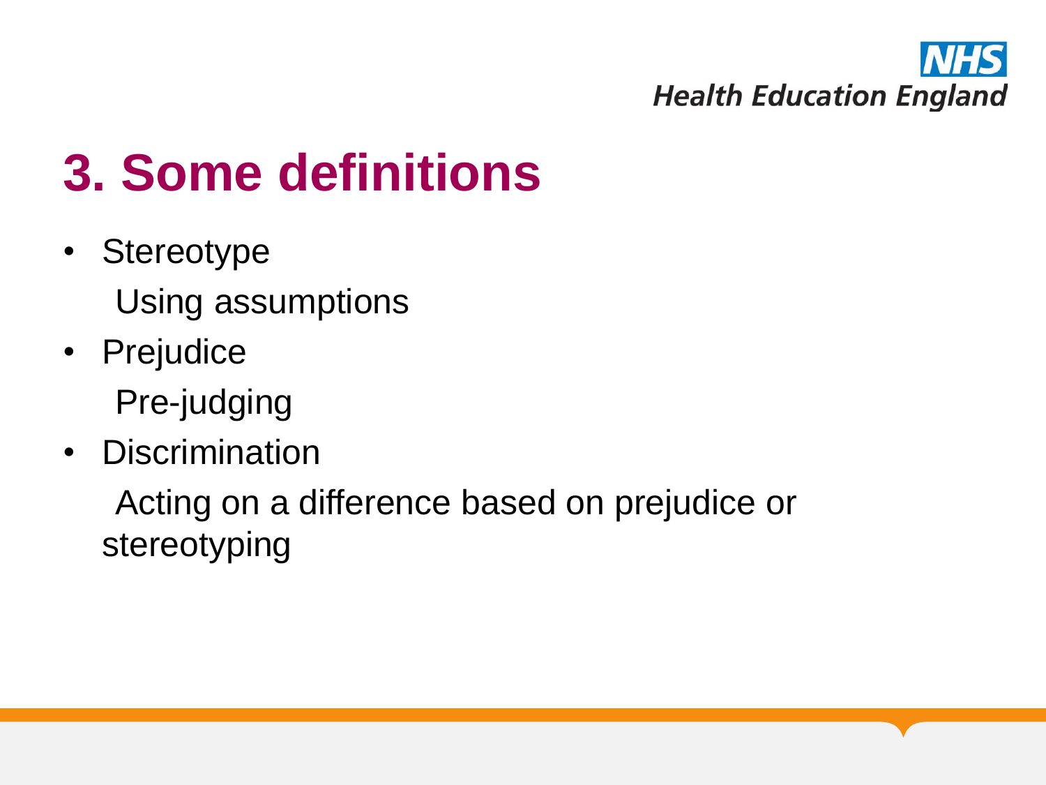# 3. Some definitions

- Stereotype

  Using assumptions

- Prejudice

  Pre-judging

- Discrimination

  Acting on a difference based on prejudice or stereotyping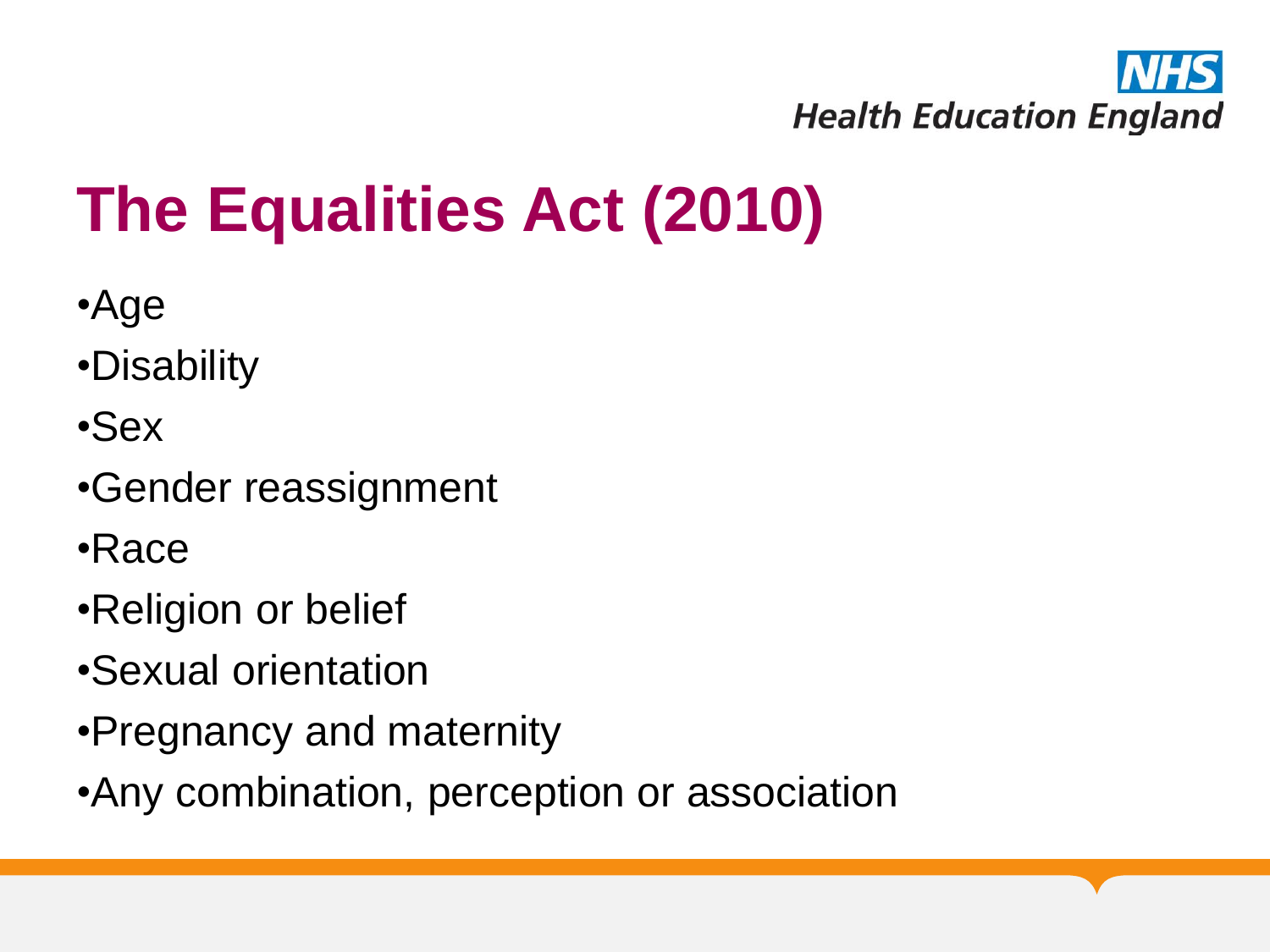# The Equalities Act (2010)

- Age
- Disability
- Sex
- Gender reassignment
- Race
- Religion or belief
- Sexual orientation
- Pregnancy and maternity
- Any combination, perception or association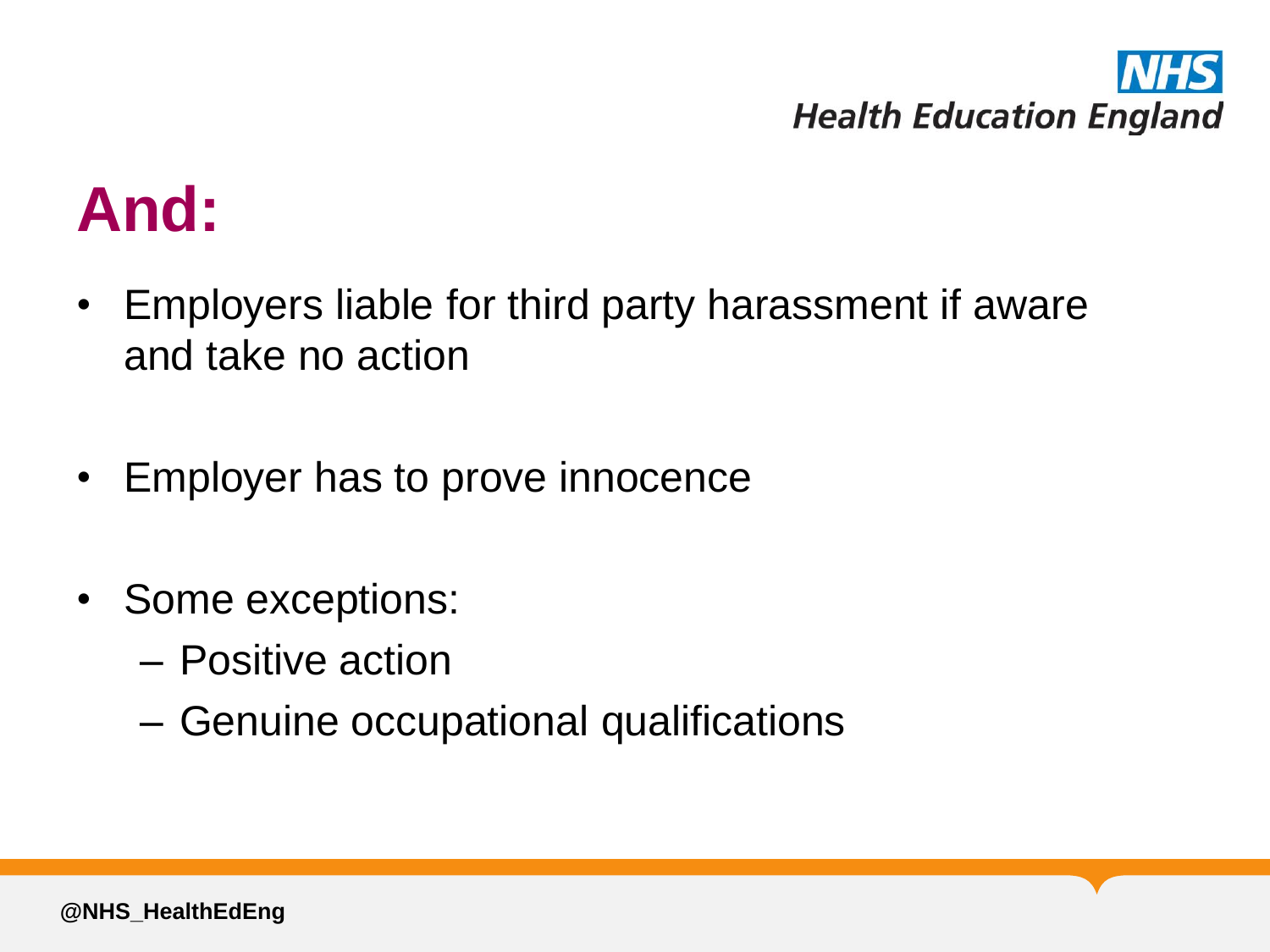# And:

- Employers liable for third party harassment if aware and take no action
- Employer has to prove innocence
- Some exceptions:
  - Positive action
  - Genuine occupational qualifications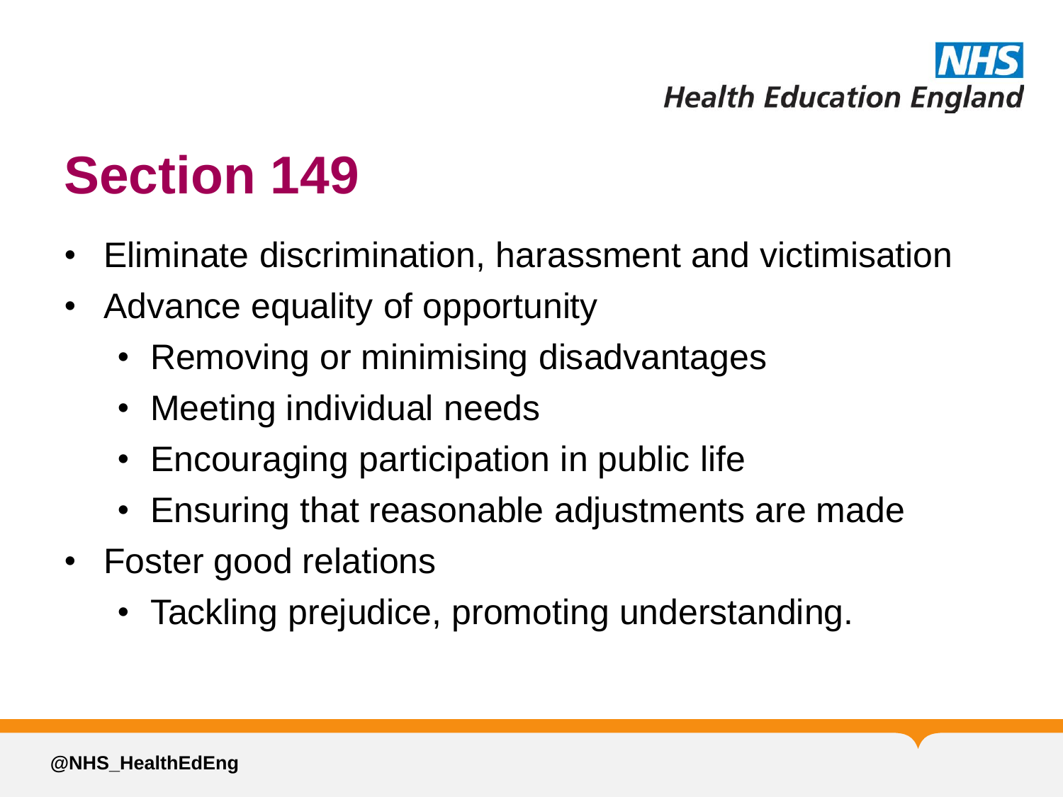# Section 149

- Eliminate discrimination, harassment and victimisation
- Advance equality of opportunity
  - Removing or minimising disadvantages
  - Meeting individual needs
  - Encouraging participation in public life
  - Ensuring that reasonable adjustments are made
- Foster good relations
  - Tackling prejudice, promoting understanding.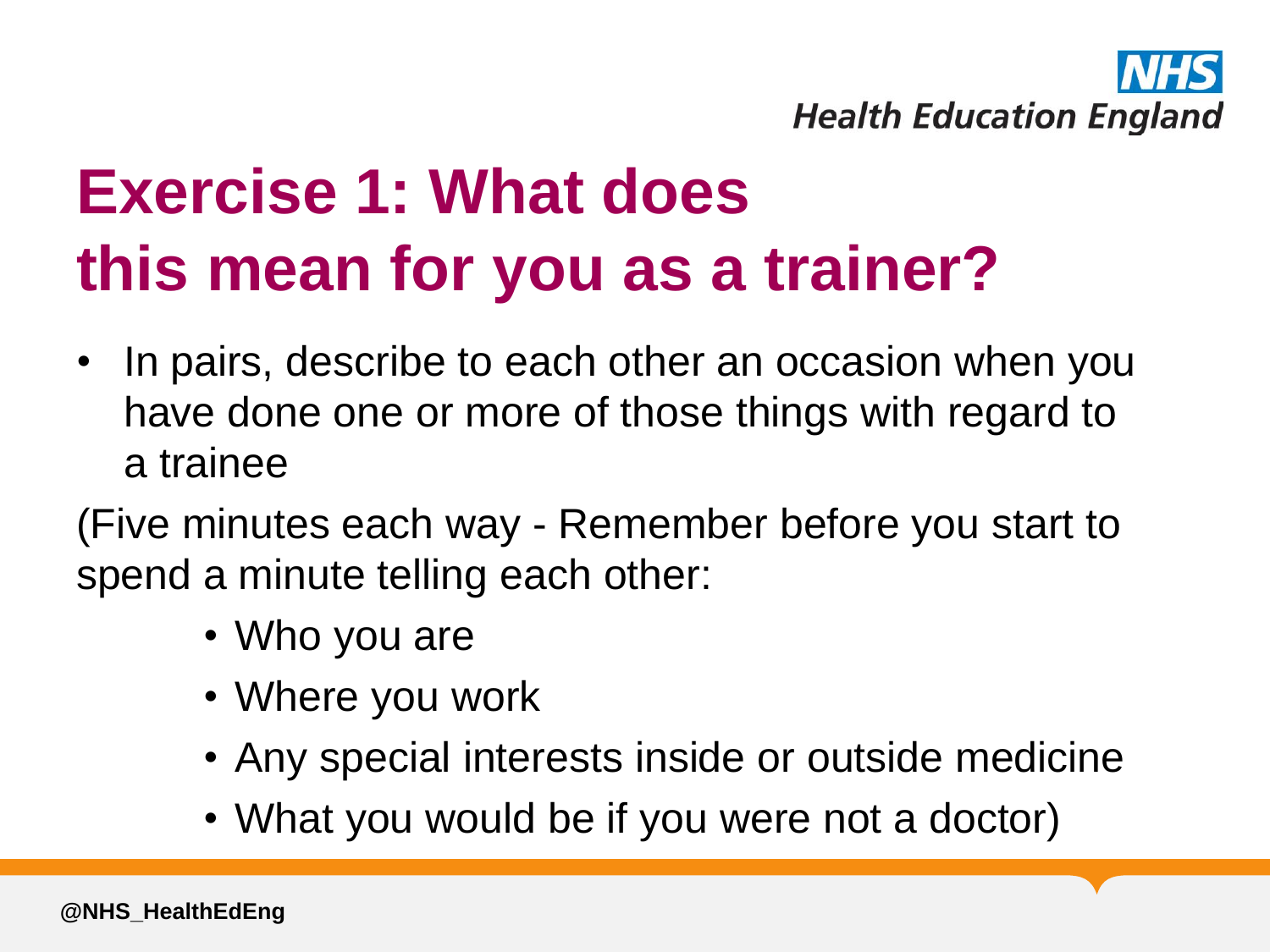# Exercise 1: What does this mean for you as a trainer?

- In pairs, describe to each other an occasion when you have done one or more of those things with regard to a trainee

(Five minutes each way - Remember before you start to spend a minute telling each other:

- Who you are
- Where you work
- Any special interests inside or outside medicine
- What you would be if you were not a doctor)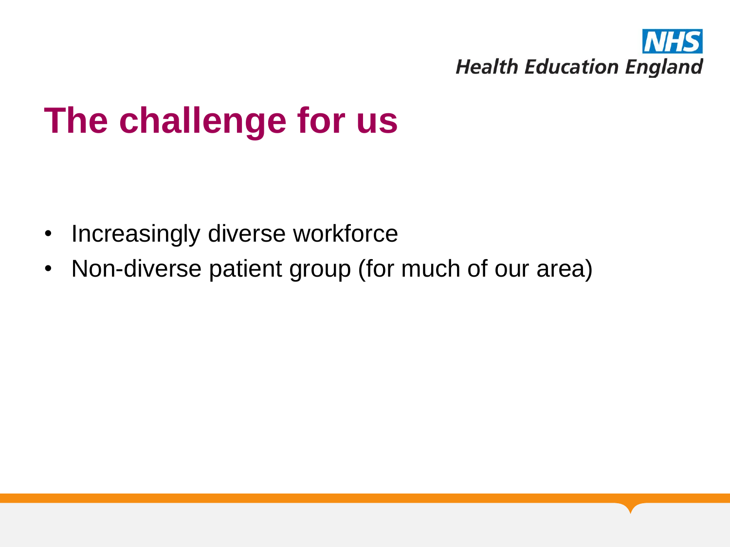# The challenge for us

- Increasingly diverse workforce
- Non-diverse patient group (for much of our area)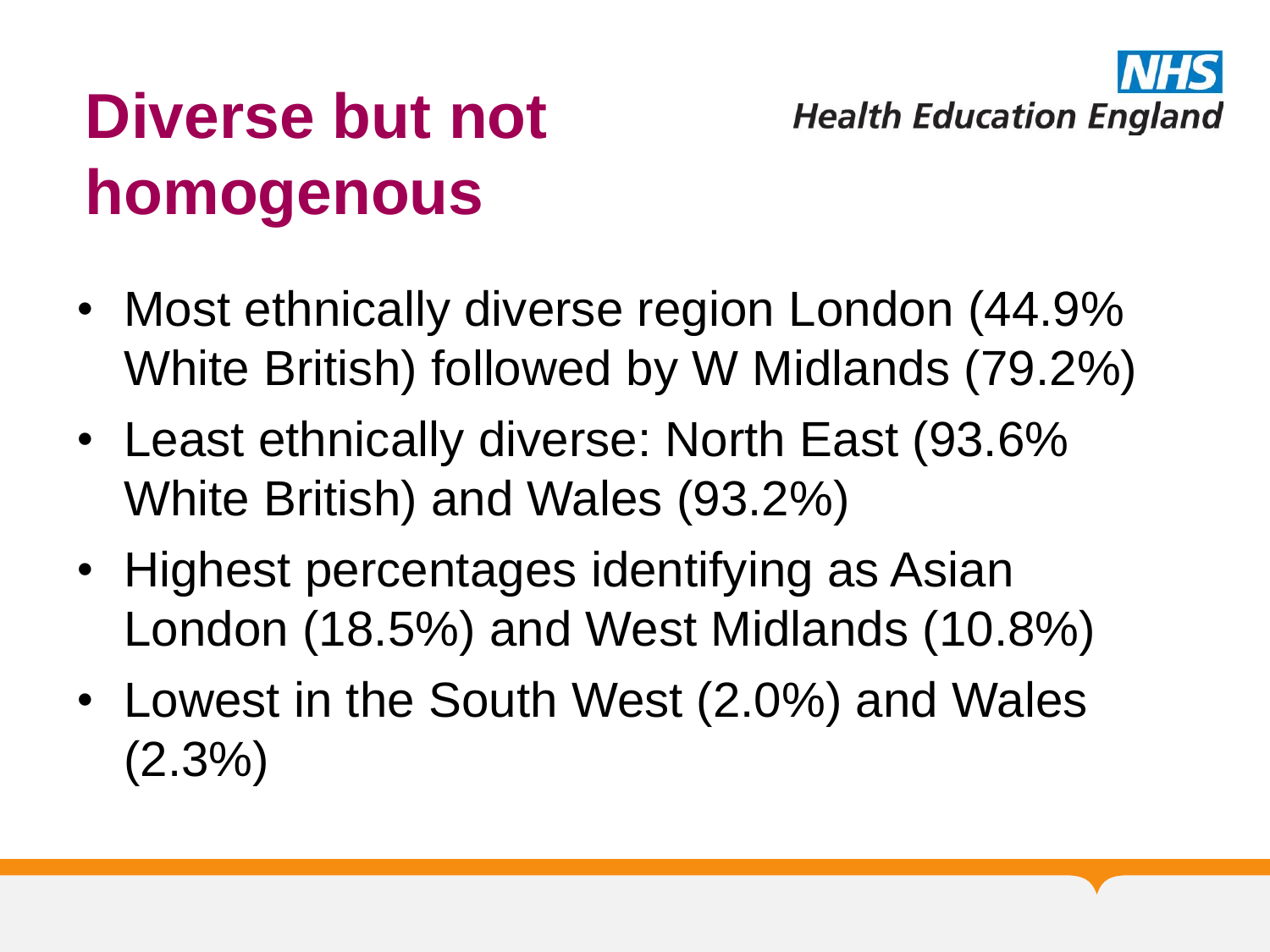# Diverse but not homogenous

- Most ethnically diverse region London (44.9% White British) followed by W Midlands (79.2%)
- Least ethnically diverse: North East (93.6% White British) and Wales (93.2%)
- Highest percentages identifying as Asian London (18.5%) and West Midlands (10.8%)
- Lowest in the South West (2.0%) and Wales (2.3%)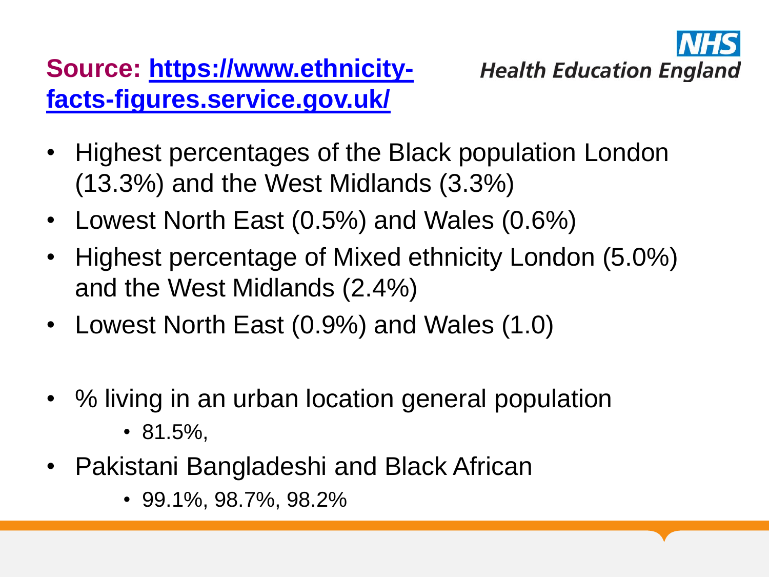**Source: [https://www.ethnicity-facts-figures.service.gov.uk/](https://www.ethnicity-facts-figures.service.gov.uk/)**

- Highest percentages of the Black population London (13.3%) and the West Midlands (3.3%)
- Lowest North East (0.5%) and Wales (0.6%)
- Highest percentage of Mixed ethnicity London (5.0%) and the West Midlands (2.4%)
- Lowest North East (0.9%) and Wales (1.0)

- % living in an urban location general population
  - 81.5%,
- Pakistani Bangladeshi and Black African
  - 99.1%, 98.7%, 98.2%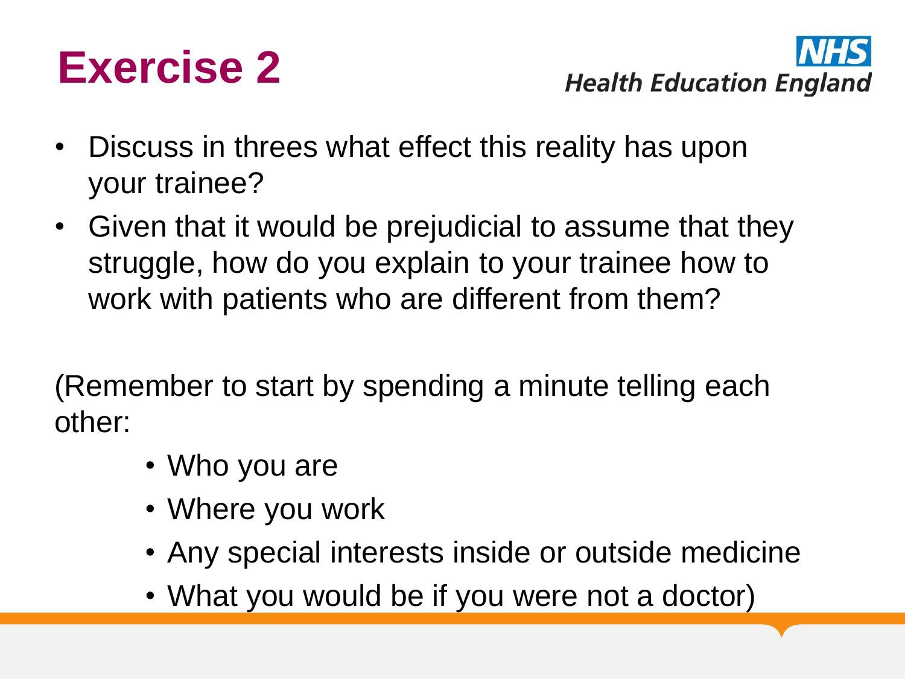# Exercise 2

NHS Health Education England

- Discuss in threes what effect this reality has upon your trainee?
- Given that it would be prejudicial to assume that they struggle, how do you explain to your trainee how to work with patients who are different from them?

(Remember to start by spending a minute telling each other:

- Who you are
- Where you work
- Any special interests inside or outside medicine
- What you would be if you were not a doctor)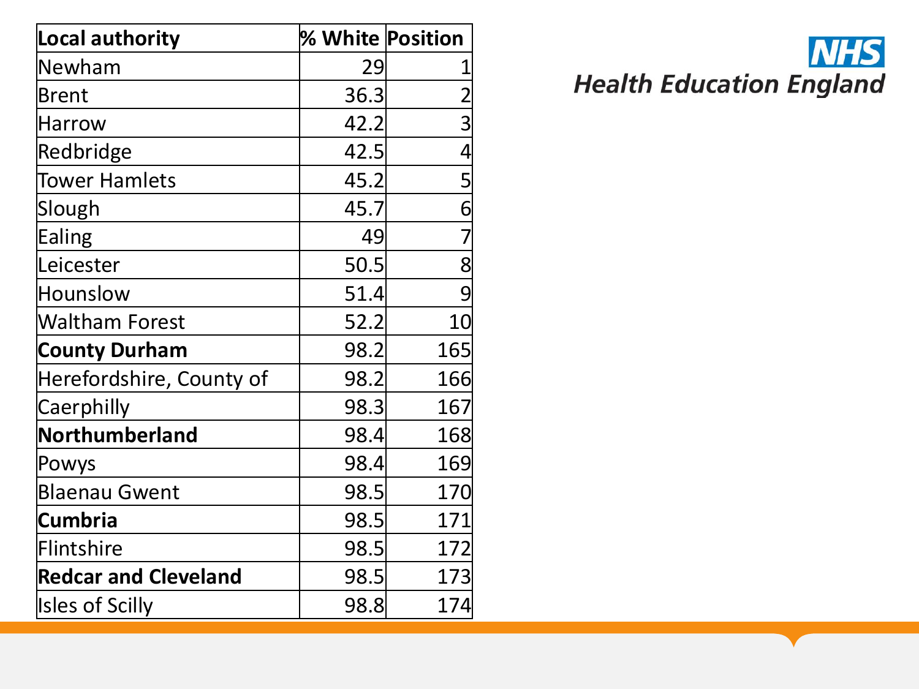| Local authority | % White | Position |
|---|---|---|
| Newham | 29 | 1 |
| Brent | 36.3 | 2 |
| Harrow | 42.2 | 3 |
| Redbridge | 42.5 | 4 |
| Tower Hamlets | 45.2 | 5 |
| Slough | 45.7 | 6 |
| Ealing | 49 | 7 |
| Leicester | 50.5 | 8 |
| Hounslow | 51.4 | 9 |
| Waltham Forest | 52.2 | 10 |
| **County Durham** | 98.2 | 165 |
| Herefordshire, County of | 98.2 | 166 |
| Caerphilly | 98.3 | 167 |
| **Northumberland** | 98.4 | 168 |
| Powys | 98.4 | 169 |
| Blaenau Gwent | 98.5 | 170 |
| **Cumbria** | 98.5 | 171 |
| Flintshire | 98.5 | 172 |
| **Redcar and Cleveland** | 98.5 | 173 |
| Isles of Scilly | 98.8 | 174 |

NHS Health Education England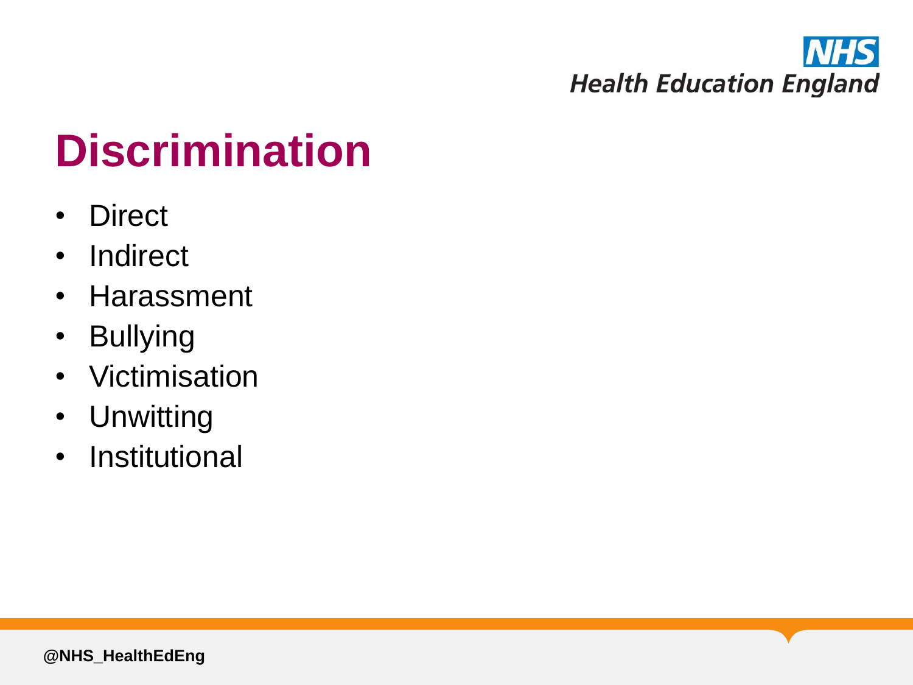# Discrimination

- Direct
- Indirect
- Harassment
- Bullying
- Victimisation
- Unwitting
- Institutional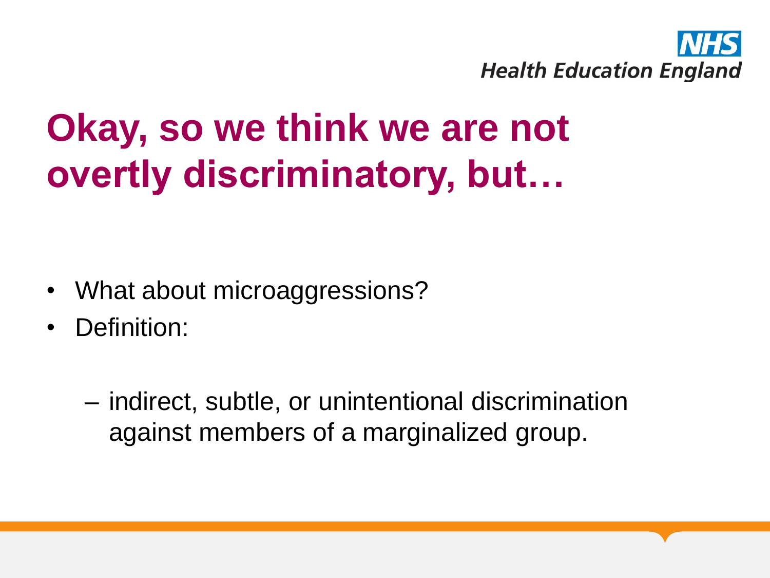# Okay, so we think we are not overtly discriminatory, but…

- What about microaggressions?
- Definition:
  - indirect, subtle, or unintentional discrimination against members of a marginalized group.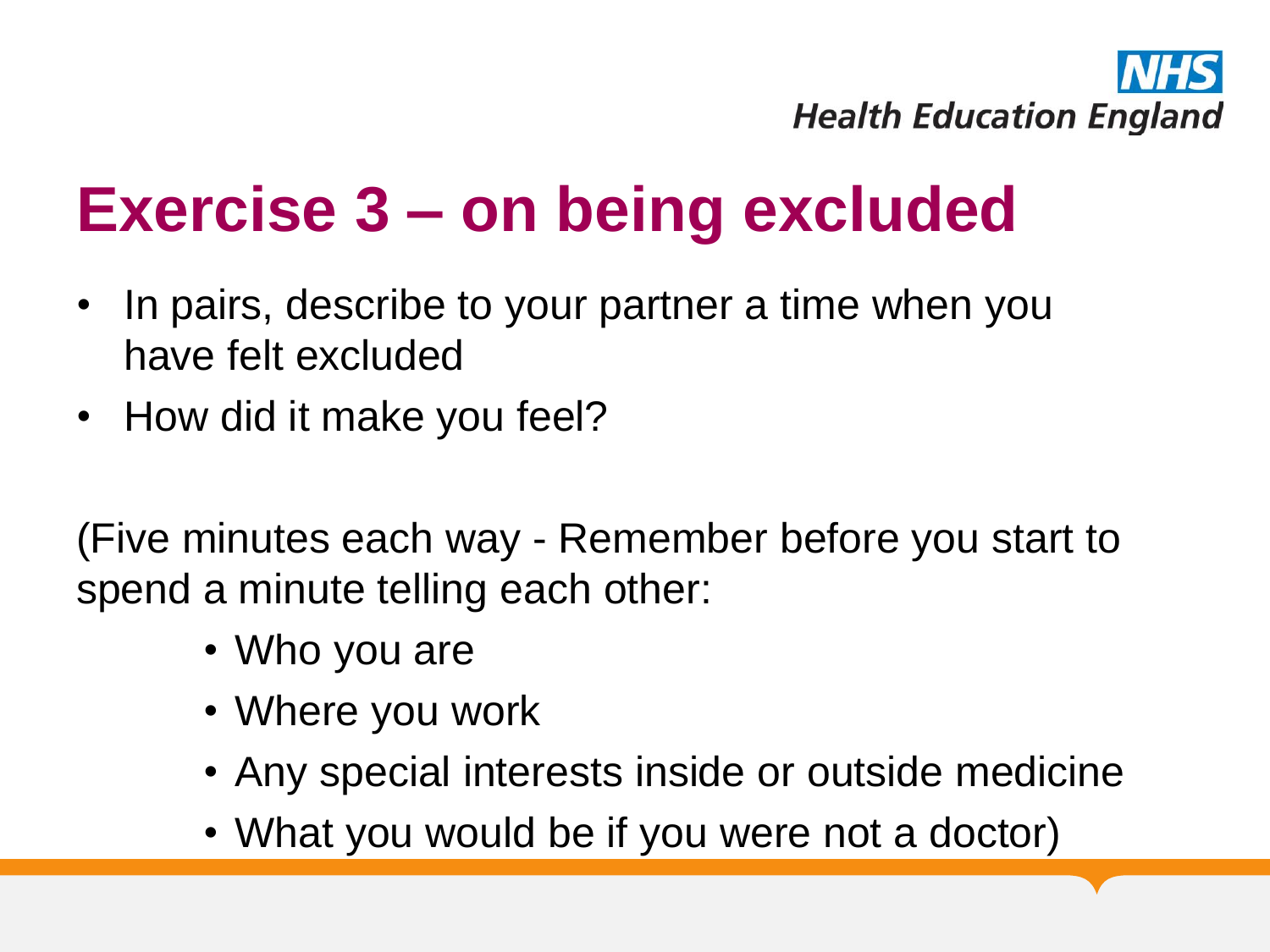# Exercise 3 – on being excluded

- In pairs, describe to your partner a time when you have felt excluded
- How did it make you feel?

(Five minutes each way - Remember before you start to spend a minute telling each other:

- Who you are
- Where you work
- Any special interests inside or outside medicine
- What you would be if you were not a doctor)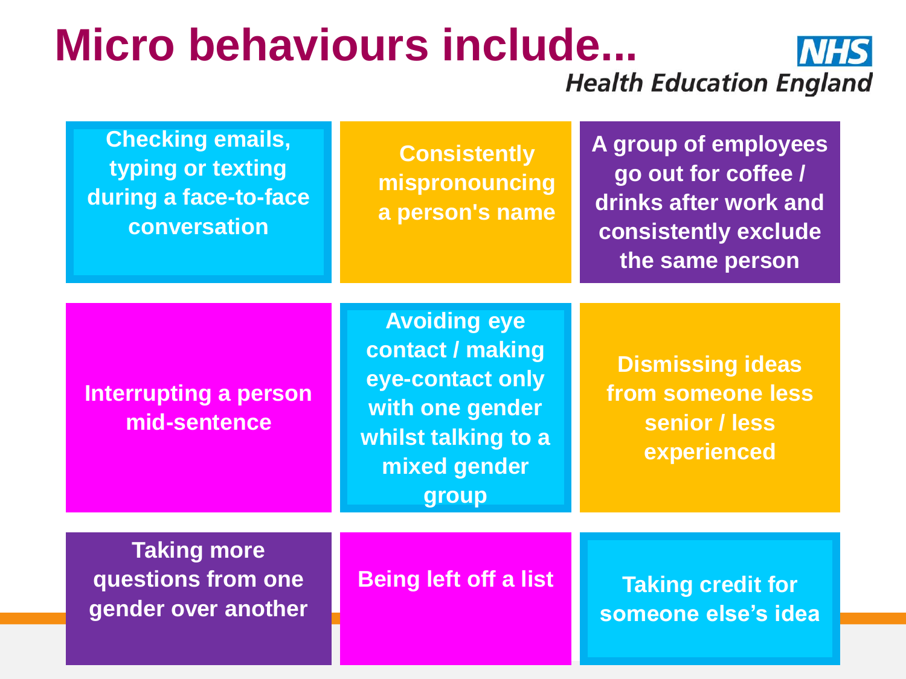# Micro behaviours include...

- Checking emails, typing or texting during a face-to-face conversation
- Consistently mispronouncing a person's name
- A group of employees go out for coffee / drinks after work and consistently exclude the same person
- Interrupting a person mid-sentence
- Avoiding eye contact / making eye-contact only with one gender whilst talking to a mixed gender group
- Dismissing ideas from someone less senior / less experienced
- Taking more questions from one gender over another
- Being left off a list
- Taking credit for someone else's idea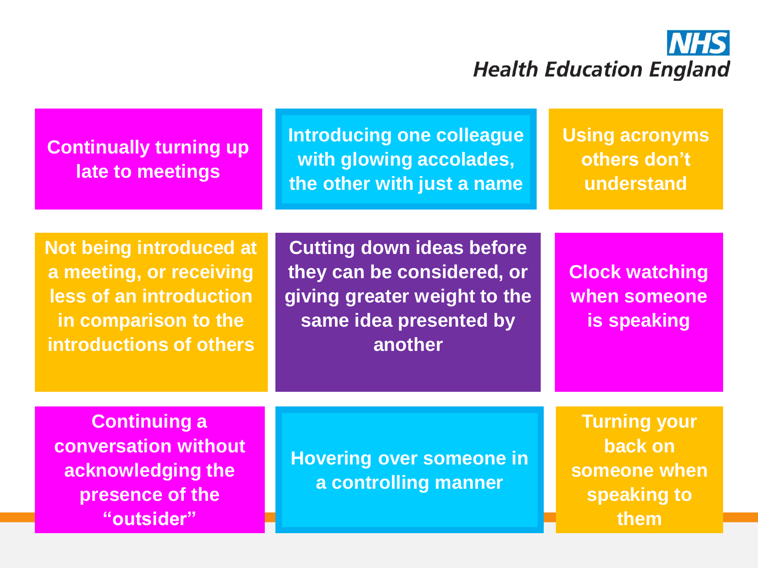Continually turning up late to meetings

Introducing one colleague with glowing accolades, the other with just a name

Using acronyms others don't understand

Not being introduced at a meeting, or receiving less of an introduction in comparison to the introductions of others

Cutting down ideas before they can be considered, or giving greater weight to the same idea presented by another

Clock watching when someone is speaking

Continuing a conversation without acknowledging the presence of the "outsider"

Hovering over someone in a controlling manner

Turning your back on someone when speaking to them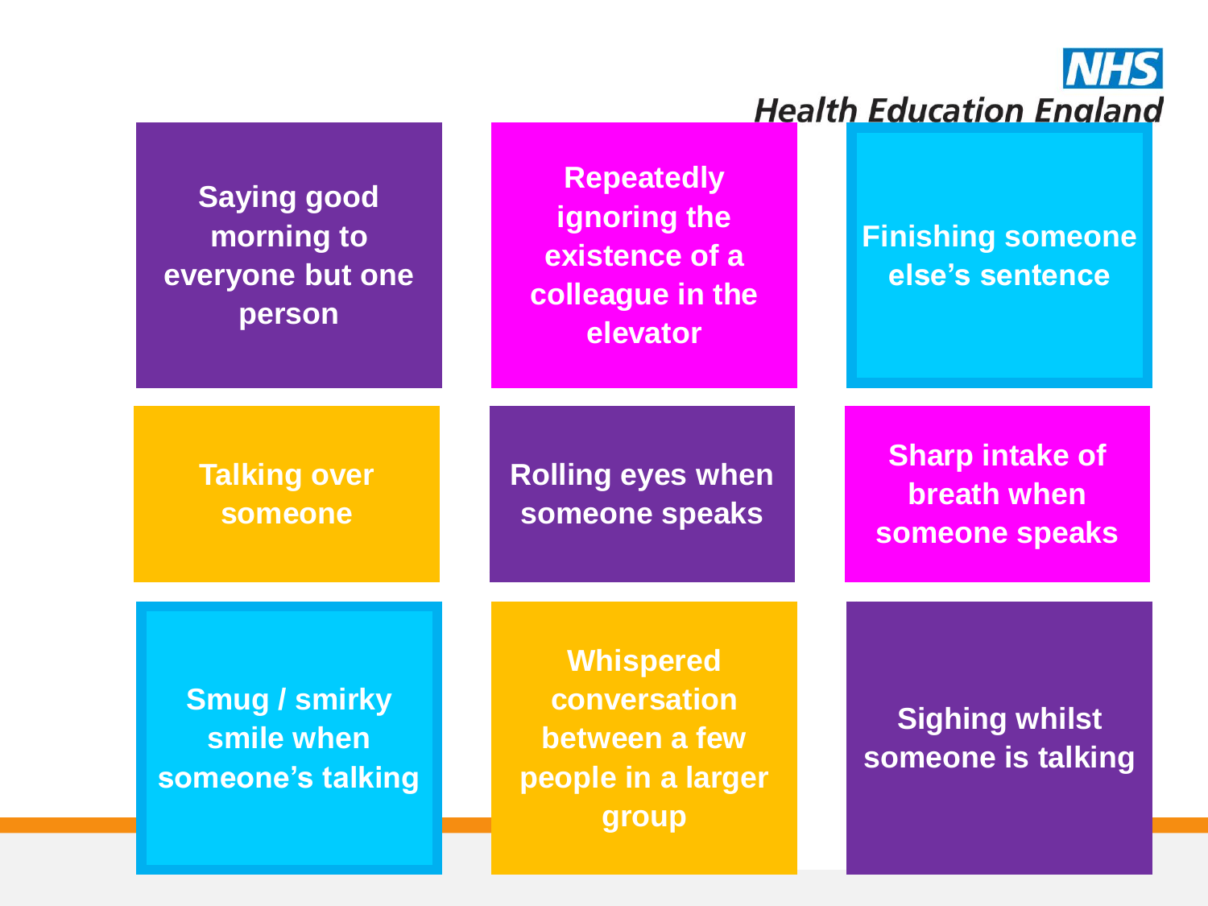- Saying good morning to everyone but one person
- Repeatedly ignoring the existence of a colleague in the elevator
- Finishing someone else's sentence
- Talking over someone
- Rolling eyes when someone speaks
- Sharp intake of breath when someone speaks
- Smug / smirky smile when someone's talking
- Whispered conversation between a few people in a larger group
- Sighing whilst someone is talking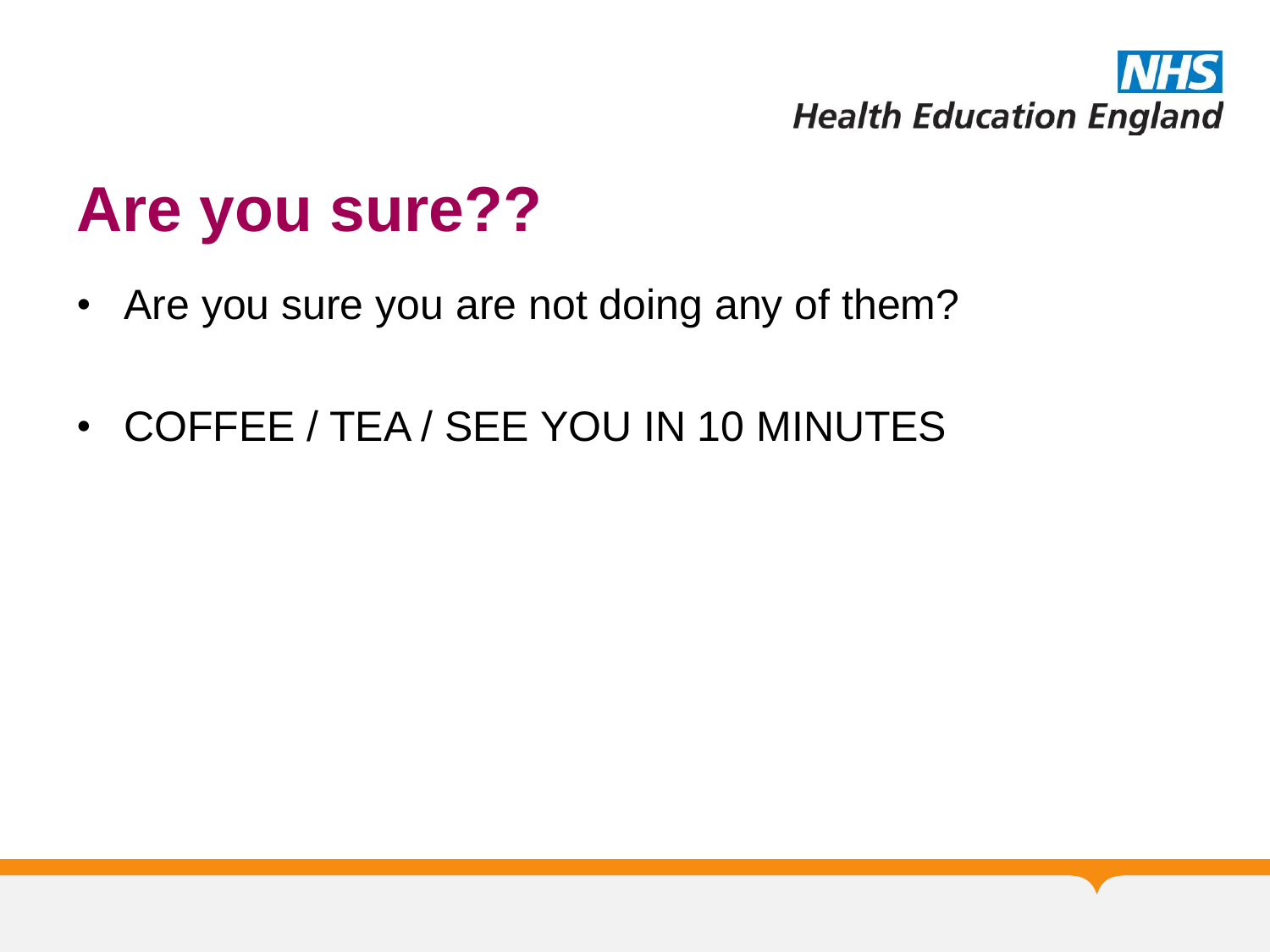# Are you sure??

- Are you sure you are not doing any of them?
- COFFEE / TEA / SEE YOU IN 10 MINUTES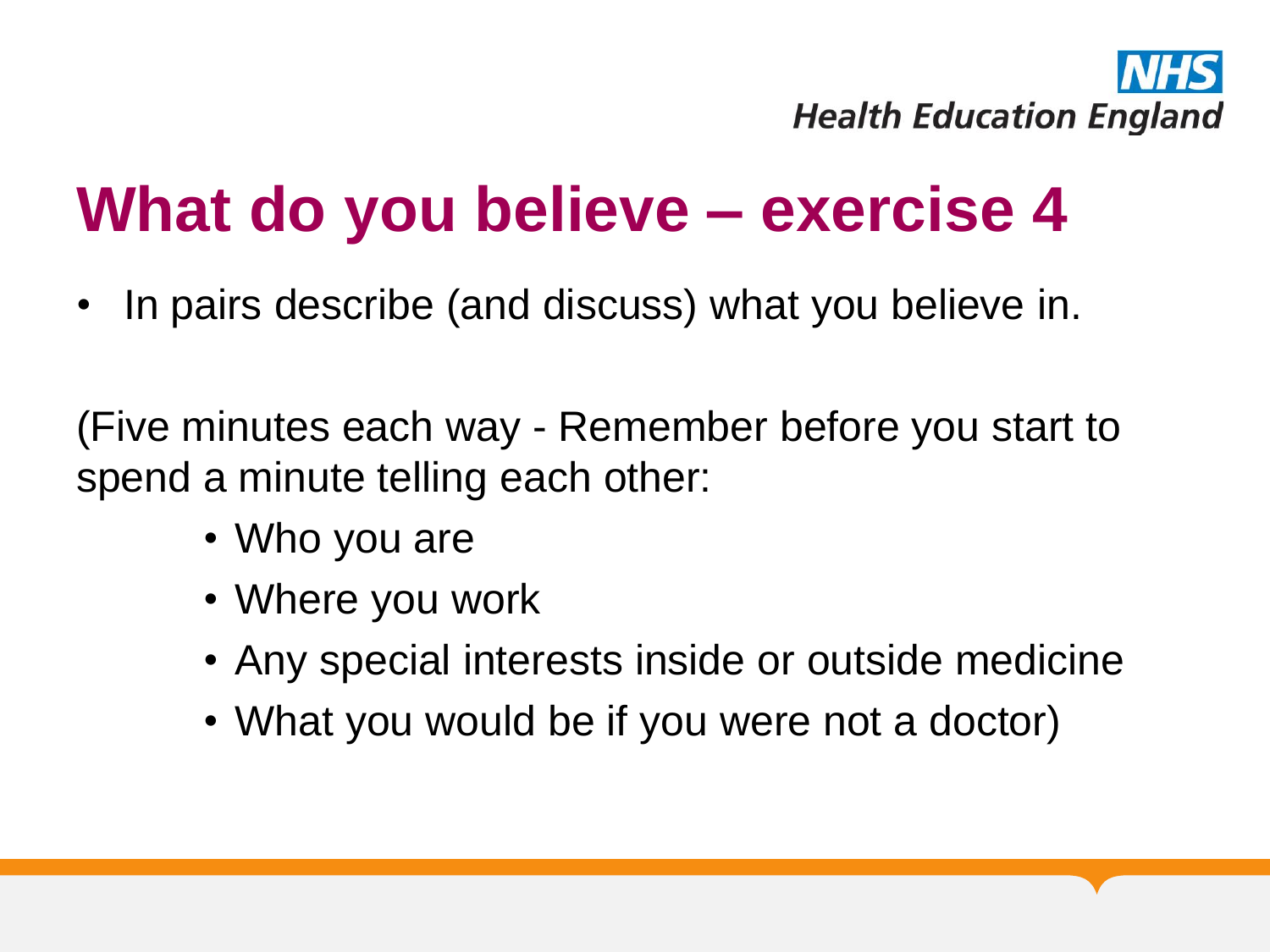# What do you believe – exercise 4

- In pairs describe (and discuss) what you believe in.

(Five minutes each way - Remember before you start to spend a minute telling each other:

- Who you are
- Where you work
- Any special interests inside or outside medicine
- What you would be if you were not a doctor)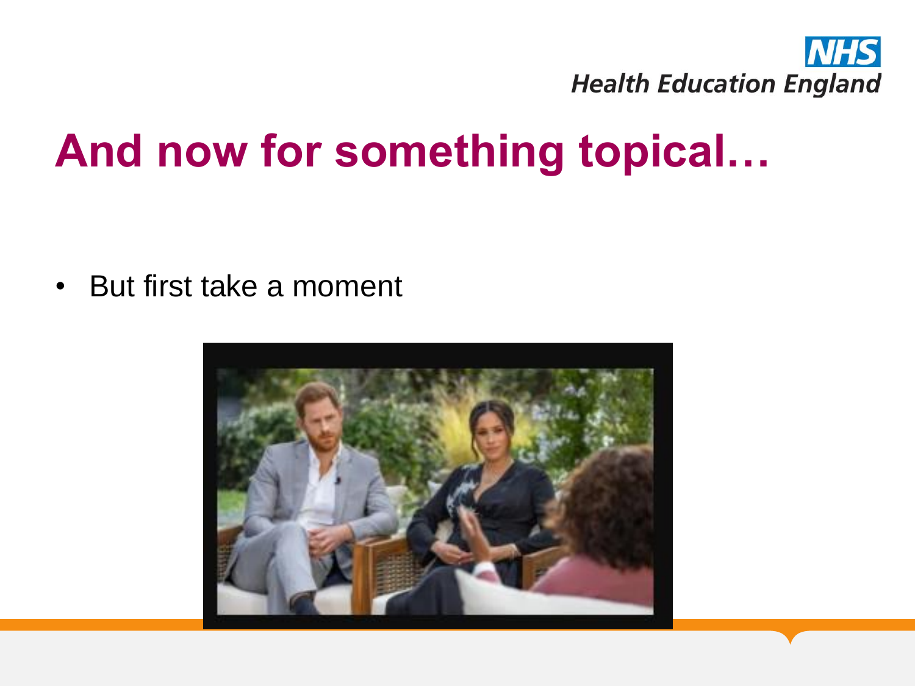# And now for something topical…

- But first take a moment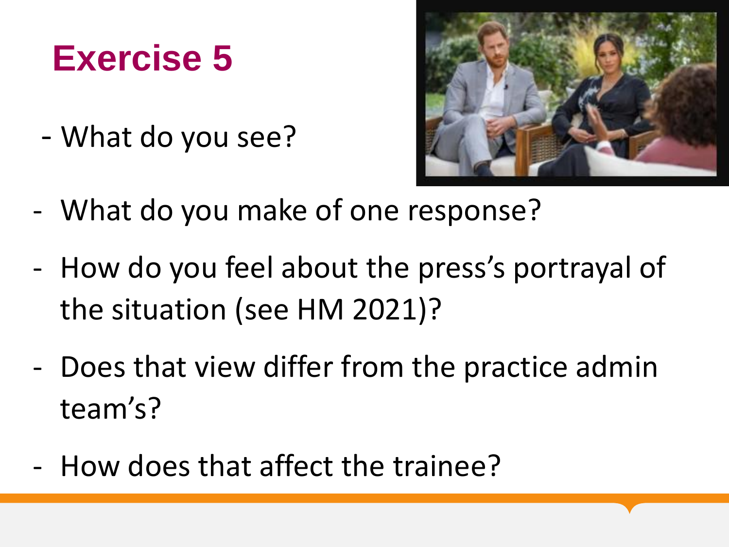# Exercise 5

- What do you see?
- What do you make of one response?
- How do you feel about the press's portrayal of the situation (see HM 2021)?
- Does that view differ from the practice admin team's?
- How does that affect the trainee?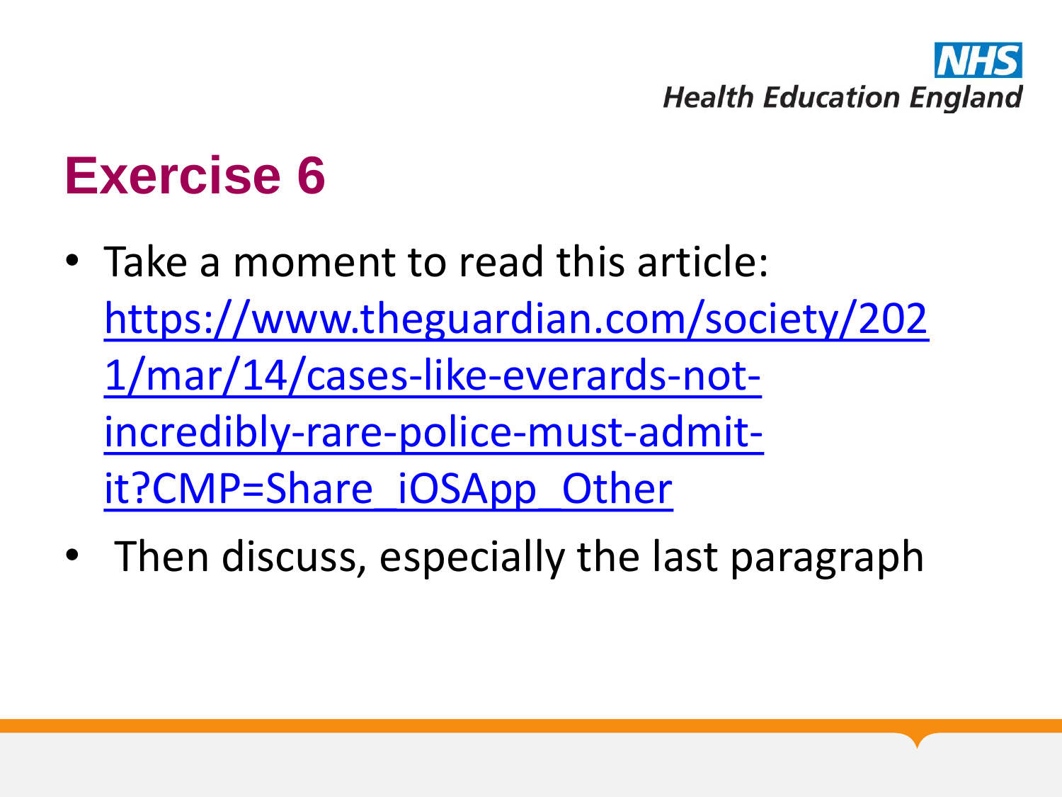# Exercise 6

- Take a moment to read this article: https://www.theguardian.com/society/2021/mar/14/cases-like-everards-not-incredibly-rare-police-must-admit-it?CMP=Share_iOSApp_Other
- Then discuss, especially the last paragraph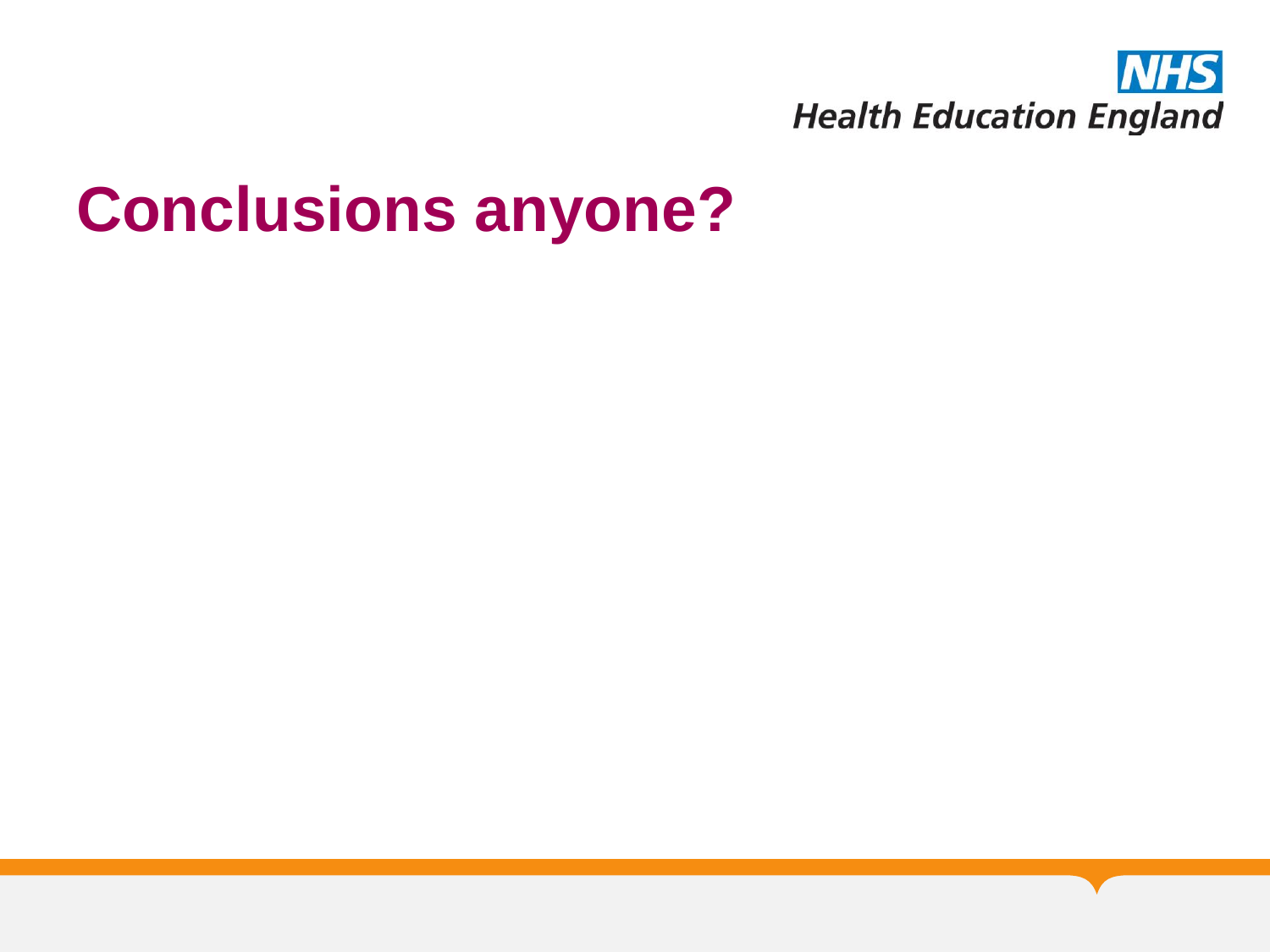# Conclusions anyone?